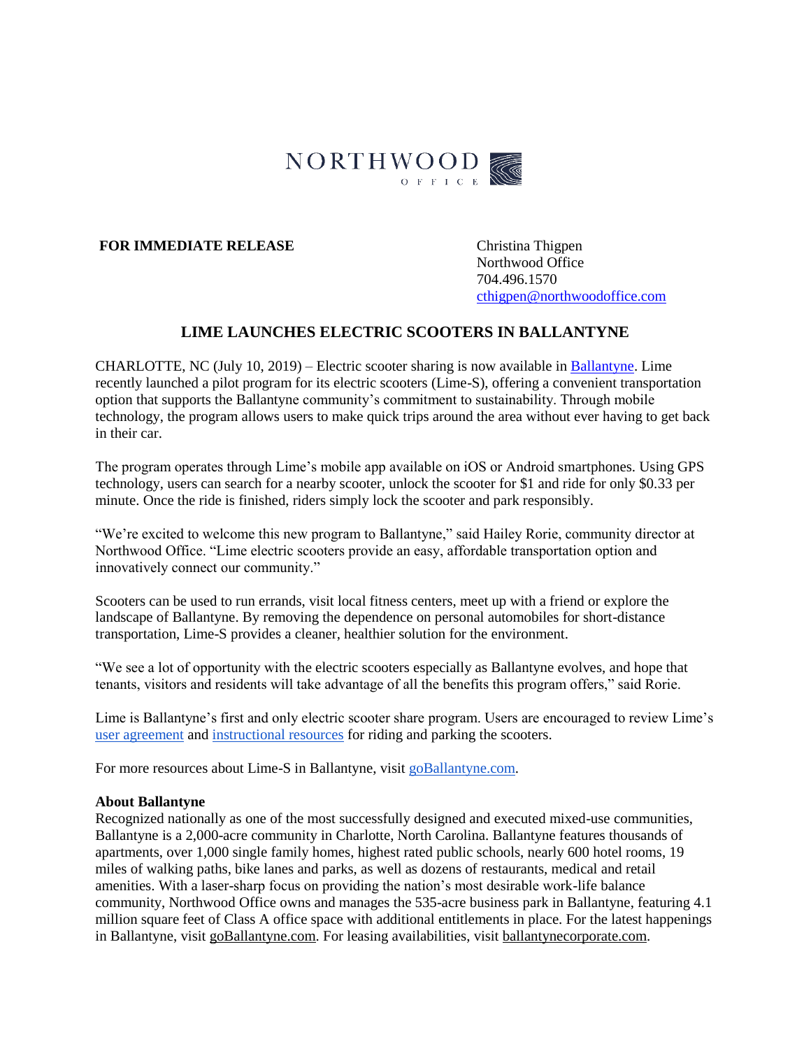NORTHWOOD OFFICE

**FOR IMMEDIATE RELEASE**

Christina Thigpen
Northwood Office
704.496.1570
cthigpen@northwoodoffice.com

## LIME LAUNCHES ELECTRIC SCOOTERS IN BALLANTYNE

CHARLOTTE, NC (July 10, 2019) – Electric scooter sharing is now available in Ballantyne. Lime recently launched a pilot program for its electric scooters (Lime-S), offering a convenient transportation option that supports the Ballantyne community's commitment to sustainability. Through mobile technology, the program allows users to make quick trips around the area without ever having to get back in their car.

The program operates through Lime's mobile app available on iOS or Android smartphones. Using GPS technology, users can search for a nearby scooter, unlock the scooter for $1 and ride for only $0.33 per minute. Once the ride is finished, riders simply lock the scooter and park responsibly.

"We're excited to welcome this new program to Ballantyne," said Hailey Rorie, community director at Northwood Office. "Lime electric scooters provide an easy, affordable transportation option and innovatively connect our community."

Scooters can be used to run errands, visit local fitness centers, meet up with a friend or explore the landscape of Ballantyne. By removing the dependence on personal automobiles for short-distance transportation, Lime-S provides a cleaner, healthier solution for the environment.

"We see a lot of opportunity with the electric scooters especially as Ballantyne evolves, and hope that tenants, visitors and residents will take advantage of all the benefits this program offers," said Rorie.

Lime is Ballantyne's first and only electric scooter share program. Users are encouraged to review Lime's user agreement and instructional resources for riding and parking the scooters.

For more resources about Lime-S in Ballantyne, visit goBallantyne.com.

**About Ballantyne**
Recognized nationally as one of the most successfully designed and executed mixed-use communities, Ballantyne is a 2,000-acre community in Charlotte, North Carolina. Ballantyne features thousands of apartments, over 1,000 single family homes, highest rated public schools, nearly 600 hotel rooms, 19 miles of walking paths, bike lanes and parks, as well as dozens of restaurants, medical and retail amenities. With a laser-sharp focus on providing the nation's most desirable work-life balance community, Northwood Office owns and manages the 535-acre business park in Ballantyne, featuring 4.1 million square feet of Class A office space with additional entitlements in place. For the latest happenings in Ballantyne, visit goBallantyne.com. For leasing availabilities, visit ballantynecorporate.com.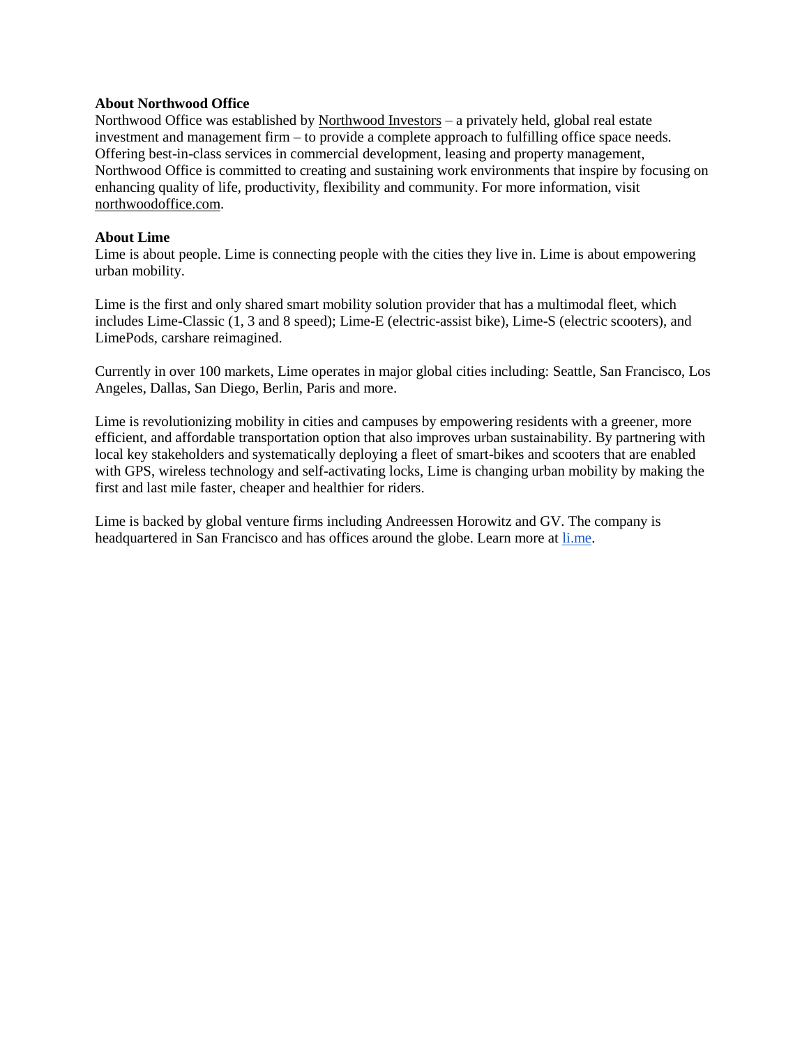**About Northwood Office**
Northwood Office was established by Northwood Investors – a privately held, global real estate investment and management firm – to provide a complete approach to fulfilling office space needs. Offering best-in-class services in commercial development, leasing and property management, Northwood Office is committed to creating and sustaining work environments that inspire by focusing on enhancing quality of life, productivity, flexibility and community. For more information, visit northwoodoffice.com.

**About Lime**
Lime is about people. Lime is connecting people with the cities they live in. Lime is about empowering urban mobility.

Lime is the first and only shared smart mobility solution provider that has a multimodal fleet, which includes Lime-Classic (1, 3 and 8 speed); Lime-E (electric-assist bike), Lime-S (electric scooters), and LimePods, carshare reimagined.

Currently in over 100 markets, Lime operates in major global cities including: Seattle, San Francisco, Los Angeles, Dallas, San Diego, Berlin, Paris and more.

Lime is revolutionizing mobility in cities and campuses by empowering residents with a greener, more efficient, and affordable transportation option that also improves urban sustainability. By partnering with local key stakeholders and systematically deploying a fleet of smart-bikes and scooters that are enabled with GPS, wireless technology and self-activating locks, Lime is changing urban mobility by making the first and last mile faster, cheaper and healthier for riders.

Lime is backed by global venture firms including Andreessen Horowitz and GV. The company is headquartered in San Francisco and has offices around the globe. Learn more at li.me.